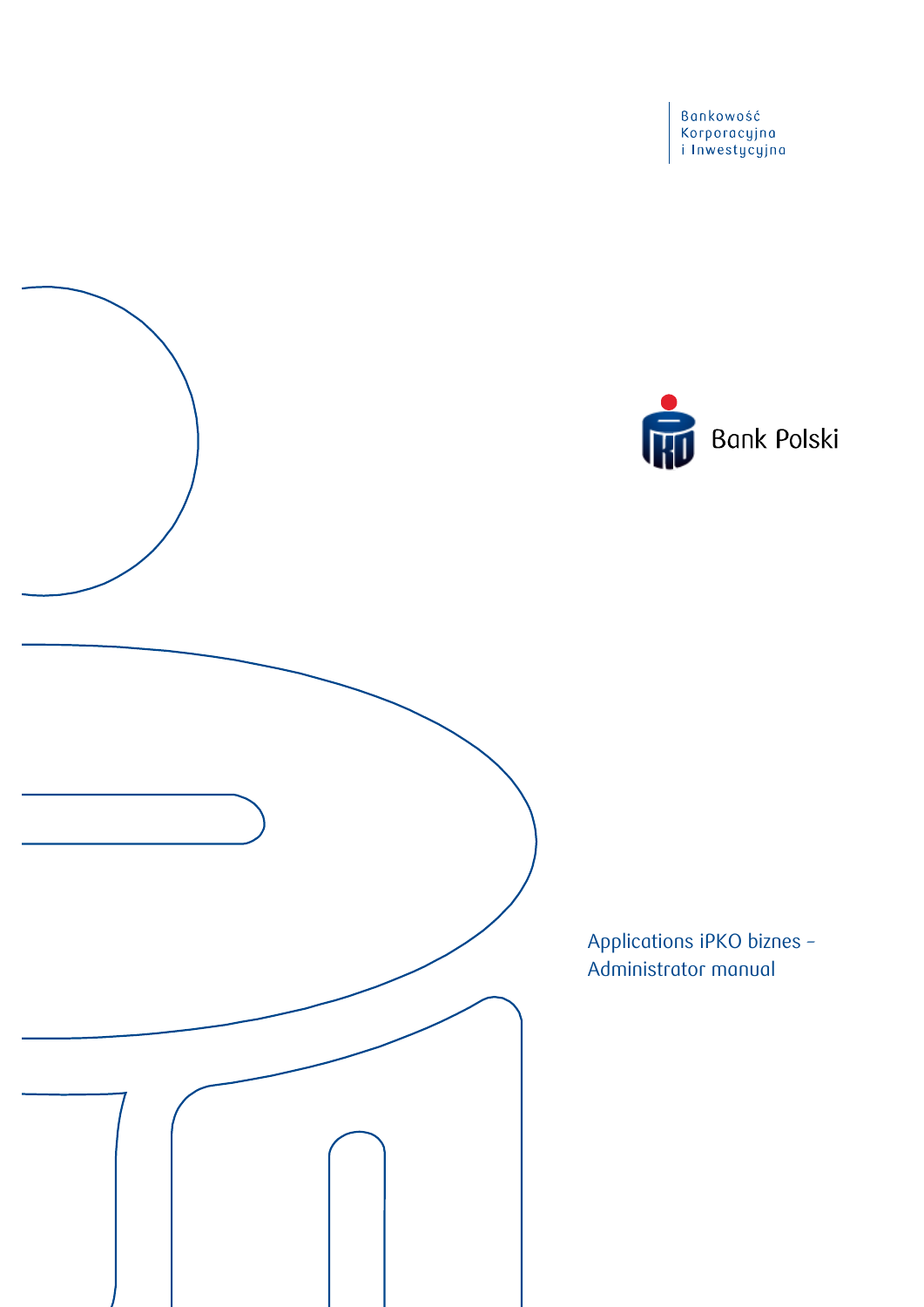Bankowość
Korporacyjna
i Inwestycyjna

Bank Polski

# Applications iPKO biznes – Administrator manual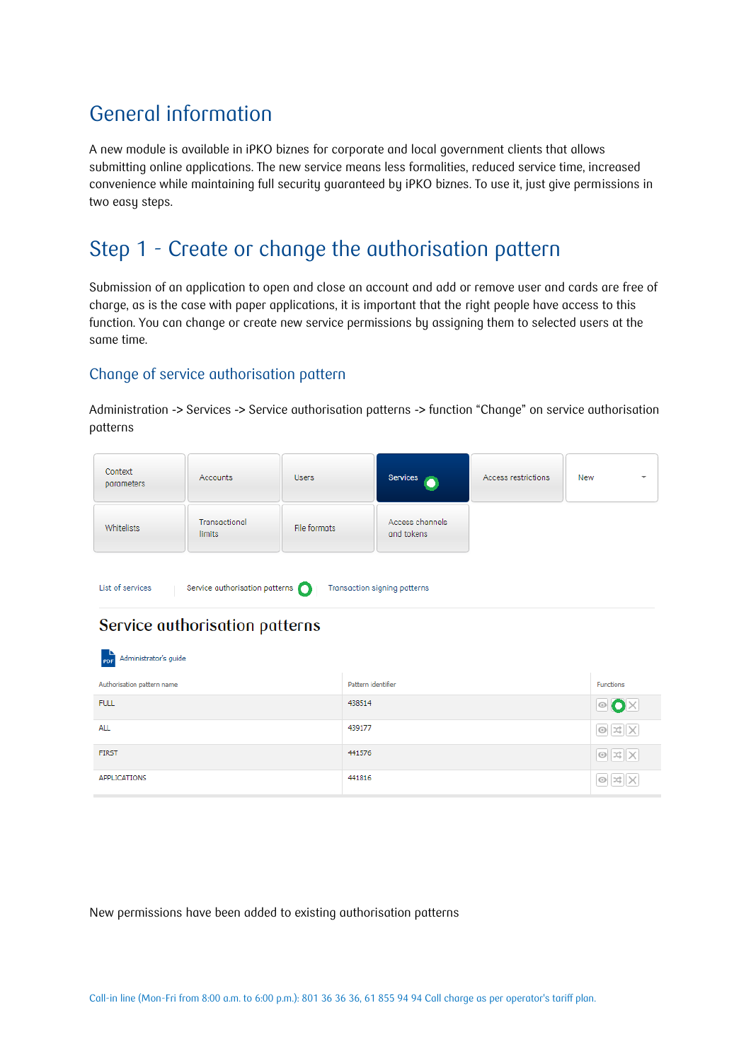# General information

A new module is available in iPKO biznes for corporate and local government clients that allows submitting online applications. The new service means less formalities, reduced service time, increased convenience while maintaining full security guaranteed by iPKO biznes. To use it, just give permissions in two easy steps.

# Step 1 - Create or change the authorisation pattern

Submission of an application to open and close an account and add or remove user and cards are free of charge, as is the case with paper applications, it is important that the right people have access to this function. You can change or create new service permissions by assigning them to selected users at the same time.

## Change of service authorisation pattern

Administration -> Services -> Service authorisation patterns -> function "Change" on service authorisation patterns

| Context parameters | Accounts | Users | Services | Access restrictions | New |
|---|---|---|---|---|---|
| Whitelists | Transactional limits | File formats | Access channels and tokens | | |

List of services | Service authorisation patterns | Transaction signing patterns

### Service authorisation patterns

Administrator's guide

| Authorisation pattern name | Pattern identifier | Functions |
|---|---|---|
| FULL | 438514 | |
| ALL | 439177 | |
| FIRST | 441576 | |
| APPLICATIONS | 441816 | |

New permissions have been added to existing authorisation patterns

Call-in line (Mon-Fri from 8:00 a.m. to 6:00 p.m.): 801 36 36 36, 61 855 94 94 Call charge as per operator's tariff plan.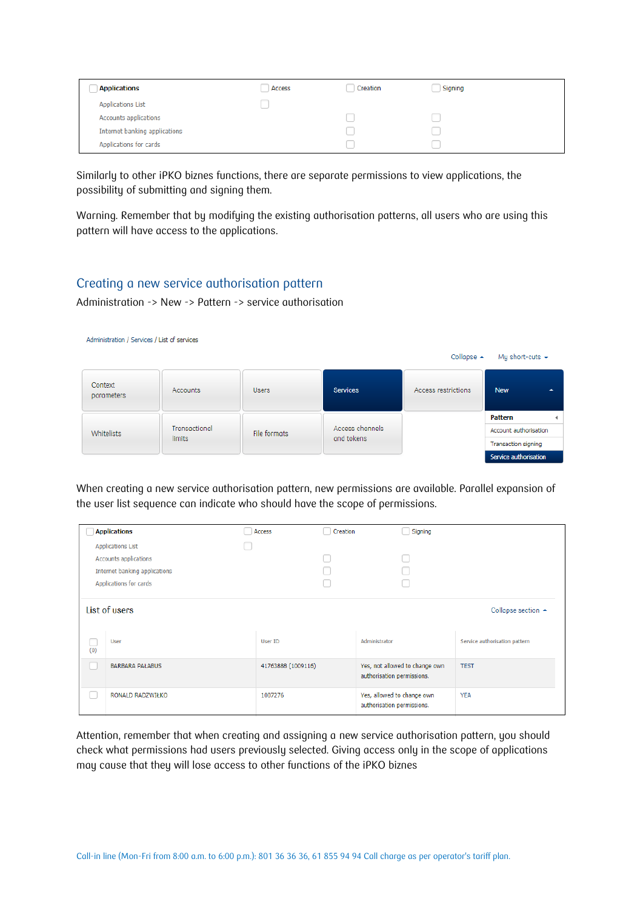| Applications | Access | Creation | Signing |
| --- | --- | --- | --- |
| Applications List | ☐ | | |
| Accounts applications | | ☐ | ☐ |
| Internet banking applications | | ☐ | ☐ |
| Applications for cards | | ☐ | ☐ |

Similarly to other iPKO biznes functions, there are separate permissions to view applications, the possibility of submitting and signing them.

Warning. Remember that by modifying the existing authorisation patterns, all users who are using this pattern will have access to the applications.

## Creating a new service authorisation pattern

Administration -> New -> Pattern -> service authorisation

Administration / Services / List of services

Collapse My short-cuts

| Context parameters | Accounts | Users | Services | Access restrictions | New |
| --- | --- | --- | --- | --- | --- |
| Whitelists | Transactional limits | File formats | Access channels and tokens | | Pattern: Account authorisation, Transaction signing, Service authorisation |

When creating a new service authorisation pattern, new permissions are available. Parallel expansion of the user list sequence can indicate who should have the scope of permissions.

| Applications | Access | Creation | Signing |
| --- | --- | --- | --- |
| Applications List | ☐ | | |
| Accounts applications | | ☐ | ☐ |
| Internet banking applications | | ☐ | ☐ |
| Applications for cards | | ☐ | ☐ |

List of users

Collapse section

| (0) | User | User ID | Administrator | Service authorisation pattern |
| --- | --- | --- | --- | --- |
| ☐ | BARBARA PAŁABUS | 41763888 (1009116) | Yes, not allowed to change own authorisation permissions. | TEST |
| ☐ | RONALD RADZWIŁKO | 1007276 | Yes, allowed to change own authorisation permissions. | YEA |

Attention, remember that when creating and assigning a new service authorisation pattern, you should check what permissions had users previously selected. Giving access only in the scope of applications may cause that they will lose access to other functions of the iPKO biznes

Call-in line (Mon-Fri from 8:00 a.m. to 6:00 p.m.): 801 36 36 36, 61 855 94 94 Call charge as per operator's tariff plan.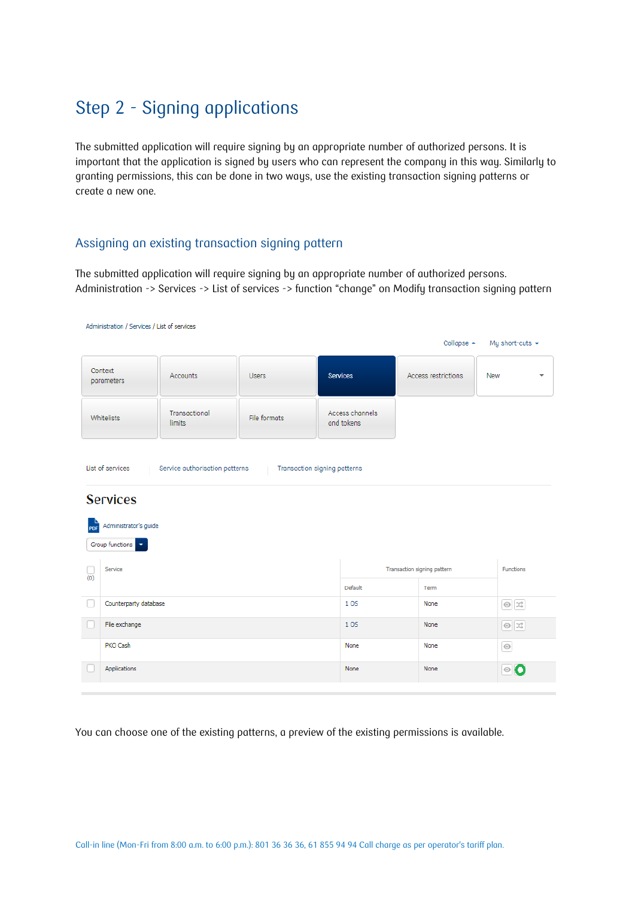# Step 2 - Signing applications

The submitted application will require signing by an appropriate number of authorized persons. It is important that the application is signed by users who can represent the company in this way. Similarly to granting permissions, this can be done in two ways, use the existing transaction signing patterns or create a new one.

## Assigning an existing transaction signing pattern

The submitted application will require signing by an appropriate number of authorized persons. Administration -> Services -> List of services -> function "change" on Modify transaction signing pattern

Administration / Services / List of services

Collapse    My short-cuts

| Context parameters | Accounts | Users | Services | Access restrictions | New |
|---|---|---|---|---|---|
| Whitelists | Transactional limits | File formats | Access channels and tokens | | |

List of services | Service authorisation patterns | Transaction signing patterns

### Services

Administrator's guide

Group functions

| (0) | Service | Transaction signing pattern | | Functions |
|---|---|---|---|---|
| | | Default | Term | |
| | Counterparty database | 1 OS | None | |
| | File exchange | 1 OS | None | |
| | PKO Cash | None | None | |
| | Applications | None | None | |

You can choose one of the existing patterns, a preview of the existing permissions is available.

Call-in line (Mon-Fri from 8:00 a.m. to 6:00 p.m.): 801 36 36 36, 61 855 94 94 Call charge as per operator's tariff plan.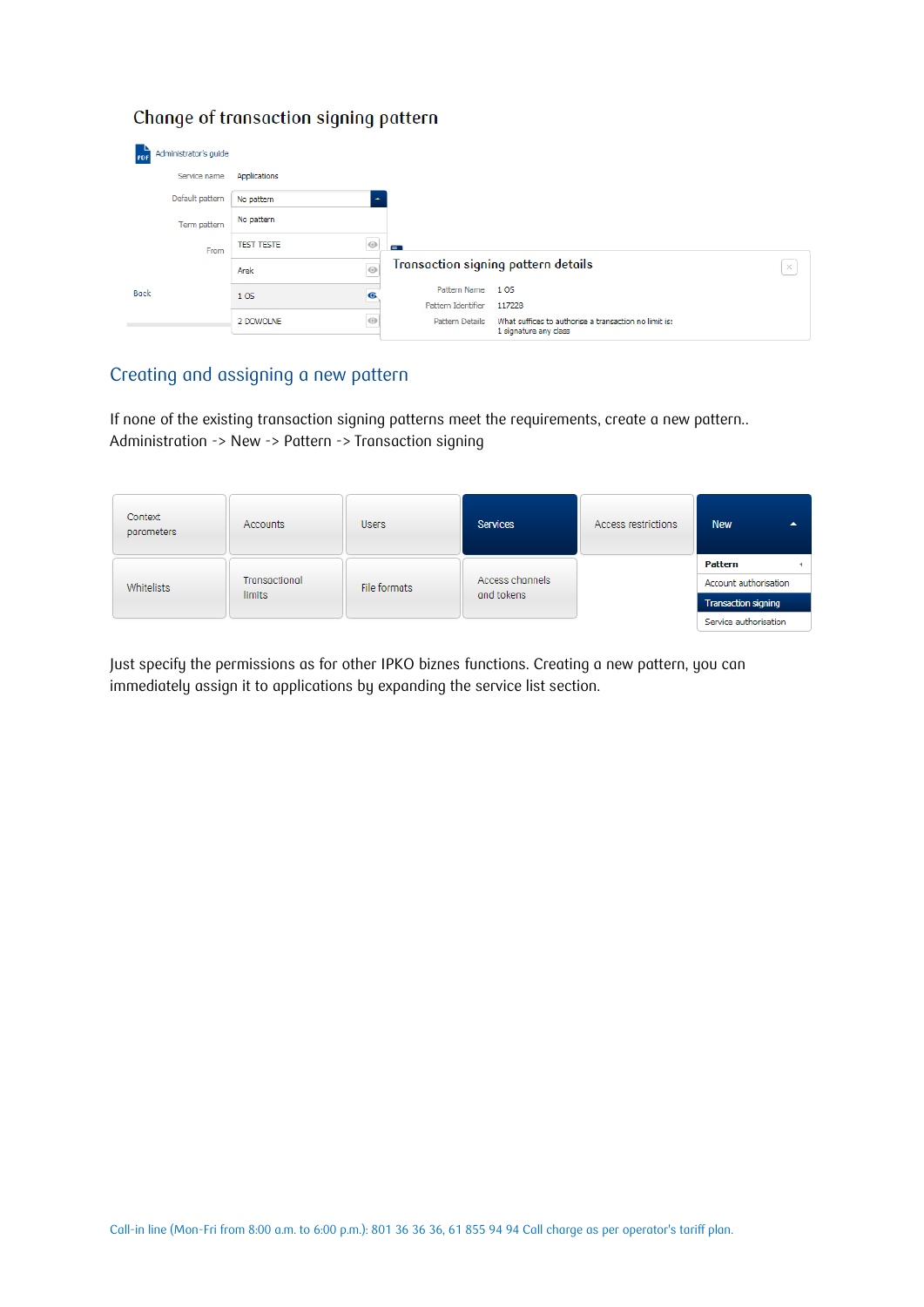## Change of transaction signing pattern

Administrator's guide

Service name: Applications

Default pattern: No pattern

Term pattern

From

Back

| |
|---|
| No pattern |
| TEST TESTE |
| Arek |
| 1 OS |
| 2 DOWOLNE |

**Transaction signing pattern details**

Pattern Name: 1 OS

Pattern Identifier: 117223

Pattern Details: What suffices to authorise a transaction no limit is: 1 signature any class

## Creating and assigning a new pattern

If none of the existing transaction signing patterns meet the requirements, create a new pattern..
Administration -> New -> Pattern -> Transaction signing

| | | | | | |
|---|---|---|---|---|---|
| Context parameters | Accounts | Users | Services | Access restrictions | New |
| Whitelists | Transactional limits | File formats | Access channels and tokens | | Pattern<br>Account authorisation<br>Transaction signing<br>Service authorisation |

Just specify the permissions as for other IPKO biznes functions. Creating a new pattern, you can immediately assign it to applications by expanding the service list section.

Call-in line (Mon-Fri from 8:00 a.m. to 6:00 p.m.): 801 36 36 36, 61 855 94 94 Call charge as per operator's tariff plan.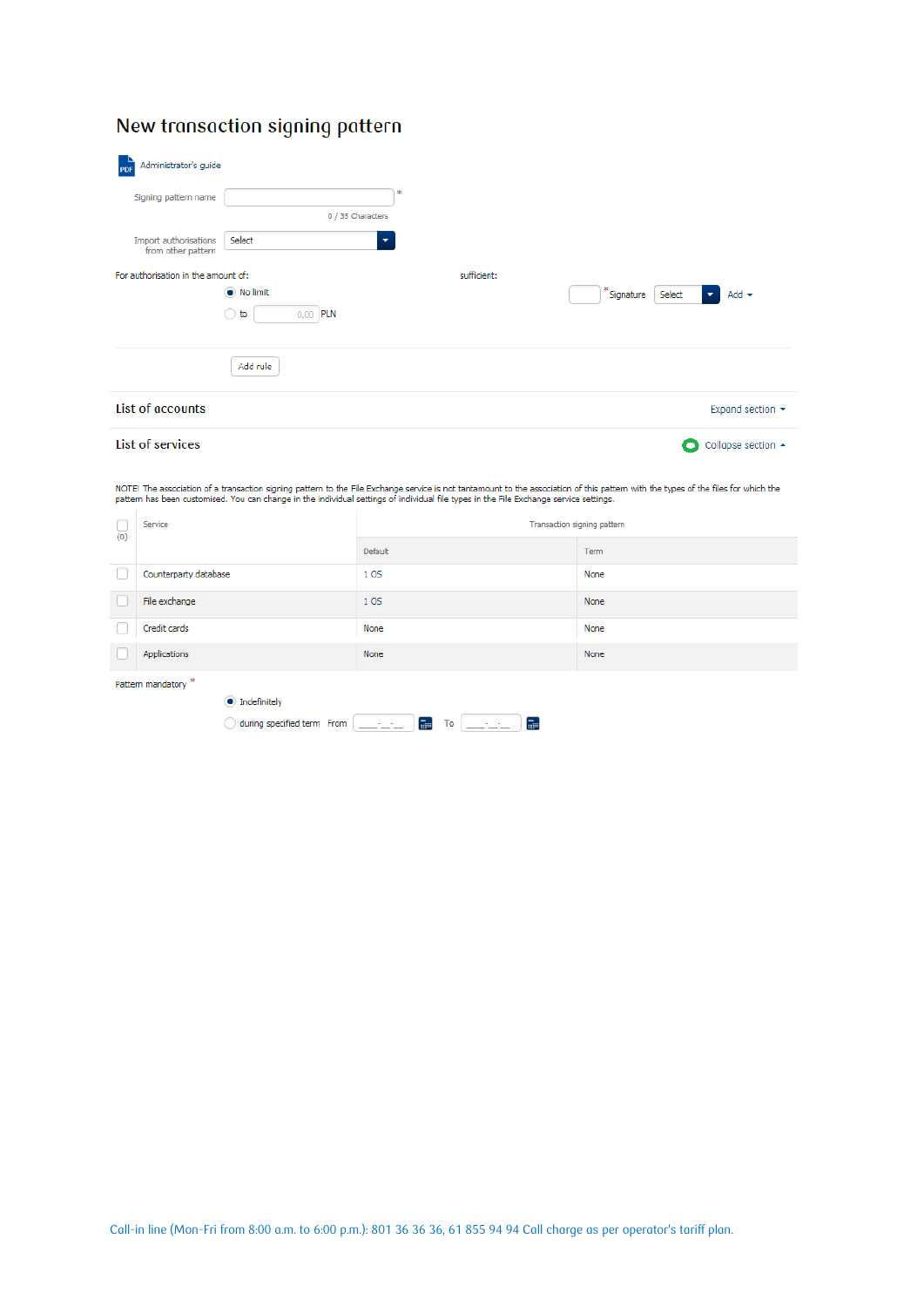# New transaction signing pattern

Administrator's guide

Signing pattern name *

0 / 35 Characters

Import authorisations from other pattern Select

For authorisation in the amount of:

- No limit
- to 0,00 PLN

sufficient:

\* Signature Select Add

Add rule

**List of accounts** Expand section

**List of services** Collapse section

NOTE! The association of a transaction signing pattern to the File Exchange service is not tantamount to the association of this pattern with the types of the files for which the pattern has been customised. You can change in the individual settings of individual file types in the File Exchange service settings.

| Service (0) | Transaction signing pattern | |
|---|---|---|
| | Default | Term |
| Counterparty database | 1 OS | None |
| File exchange | 1 OS | None |
| Credit cards | None | None |
| Applications | None | None |

Pattern mandatory *

- Indefinitely
- during specified term From \_\_\_\_-\_\_-\_\_ To \_\_\_\_-\_\_-\_\_

Call-in line (Mon-Fri from 8:00 a.m. to 6:00 p.m.): 801 36 36 36, 61 855 94 94 Call charge as per operator's tariff plan.